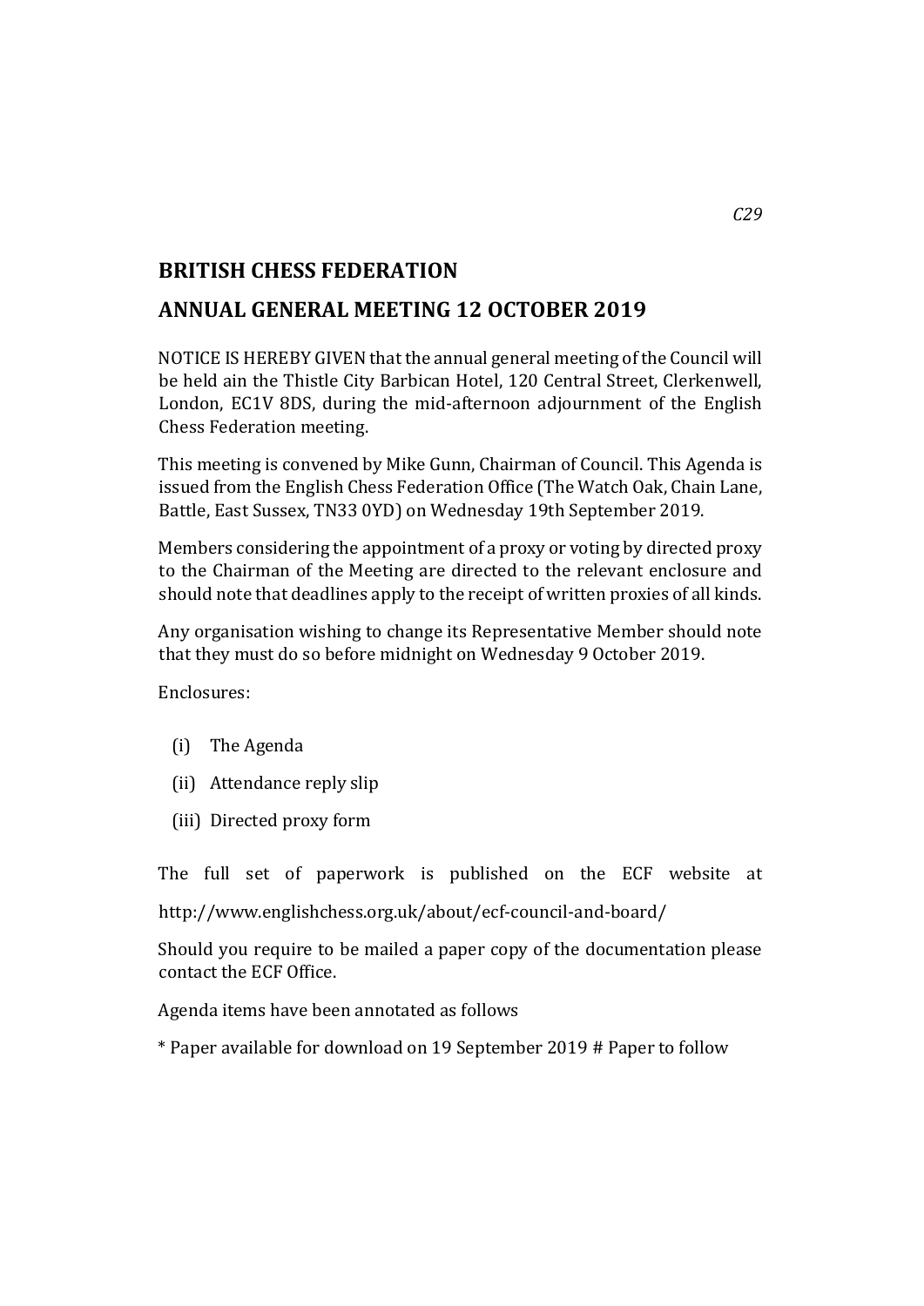*C29*

## BRITISH CHESS FEDERATION

## ANNUAL GENERAL MEETING 12 OCTOBER 2019

NOTICE IS HEREBY GIVEN that the annual general meeting of the Council will be held ain the Thistle City Barbican Hotel, 120 Central Street, Clerkenwell, London, EC1V 8DS, during the mid-afternoon adjournment of the English Chess Federation meeting.

This meeting is convened by Mike Gunn, Chairman of Council. This Agenda is issued from the English Chess Federation Office (The Watch Oak, Chain Lane, Battle, East Sussex, TN33 0YD) on Wednesday 19th September 2019.

Members considering the appointment of a proxy or voting by directed proxy to the Chairman of the Meeting are directed to the relevant enclosure and should note that deadlines apply to the receipt of written proxies of all kinds.

Any organisation wishing to change its Representative Member should note that they must do so before midnight on Wednesday 9 October 2019.

Enclosures:

(i) The Agenda

(ii) Attendance reply slip

(iii) Directed proxy form

The full set of paperwork is published on the ECF website at

http://www.englishchess.org.uk/about/ecf-council-and-board/

Should you require to be mailed a paper copy of the documentation please contact the ECF Office.

Agenda items have been annotated as follows

* Paper available for download on 19 September 2019 # Paper to follow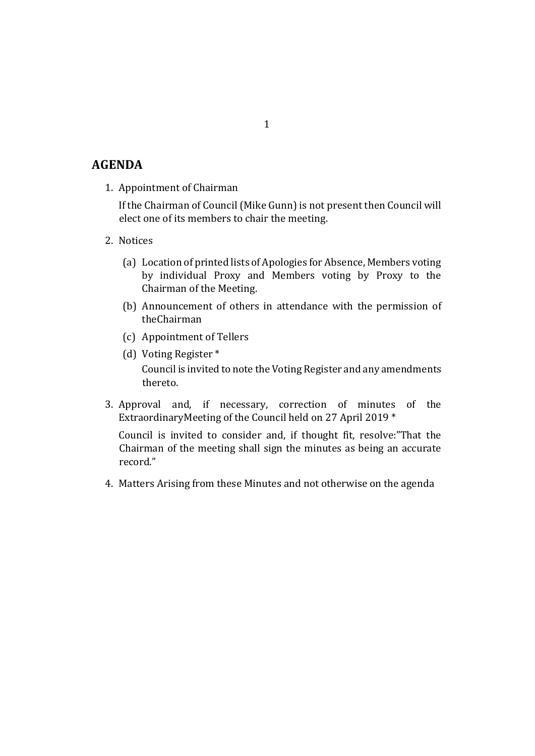## AGENDA

1. Appointment of Chairman

   If the Chairman of Council (Mike Gunn) is not present then Council will elect one of its members to chair the meeting.

2. Notices

   (a) Location of printed lists of Apologies for Absence, Members voting by individual Proxy and Members voting by Proxy to the Chairman of the Meeting.

   (b) Announcement of others in attendance with the permission of theChairman

   (c) Appointment of Tellers

   (d) Voting Register *

   Council is invited to note the Voting Register and any amendments thereto.

3. Approval and, if necessary, correction of minutes of the ExtraordinaryMeeting of the Council held on 27 April 2019 *

   Council is invited to consider and, if thought fit, resolve:"That the Chairman of the meeting shall sign the minutes as being an accurate record."

4. Matters Arising from these Minutes and not otherwise on the agenda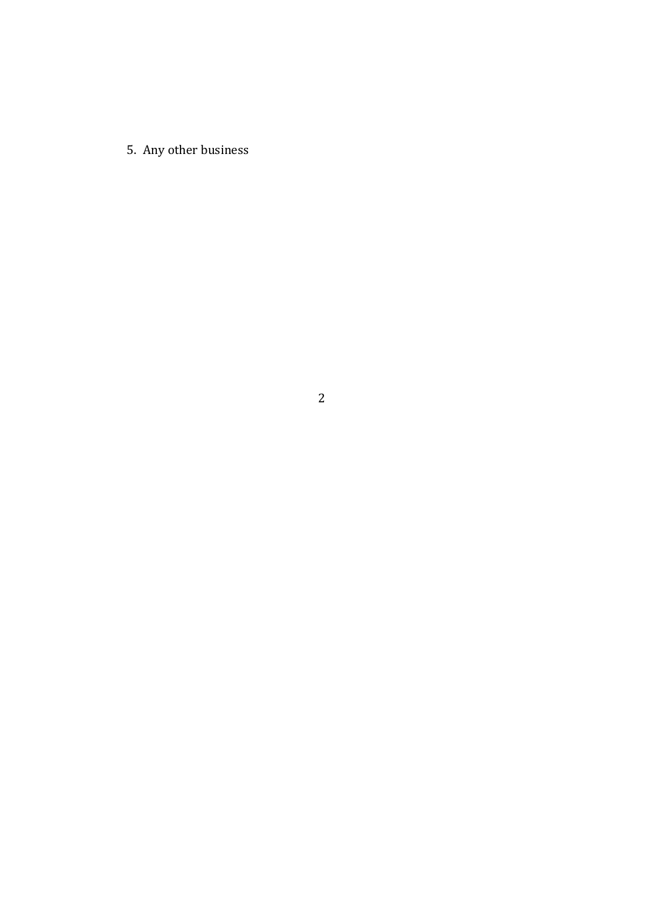5. Any other business